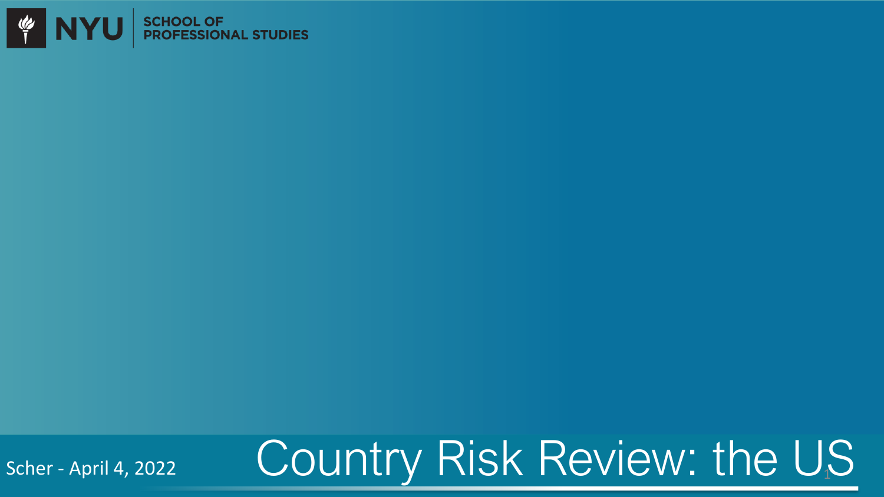NYU SCHOOL OF PROFESSIONAL STUDIES

# Country Risk Review: the US

Scher - April 4, 2022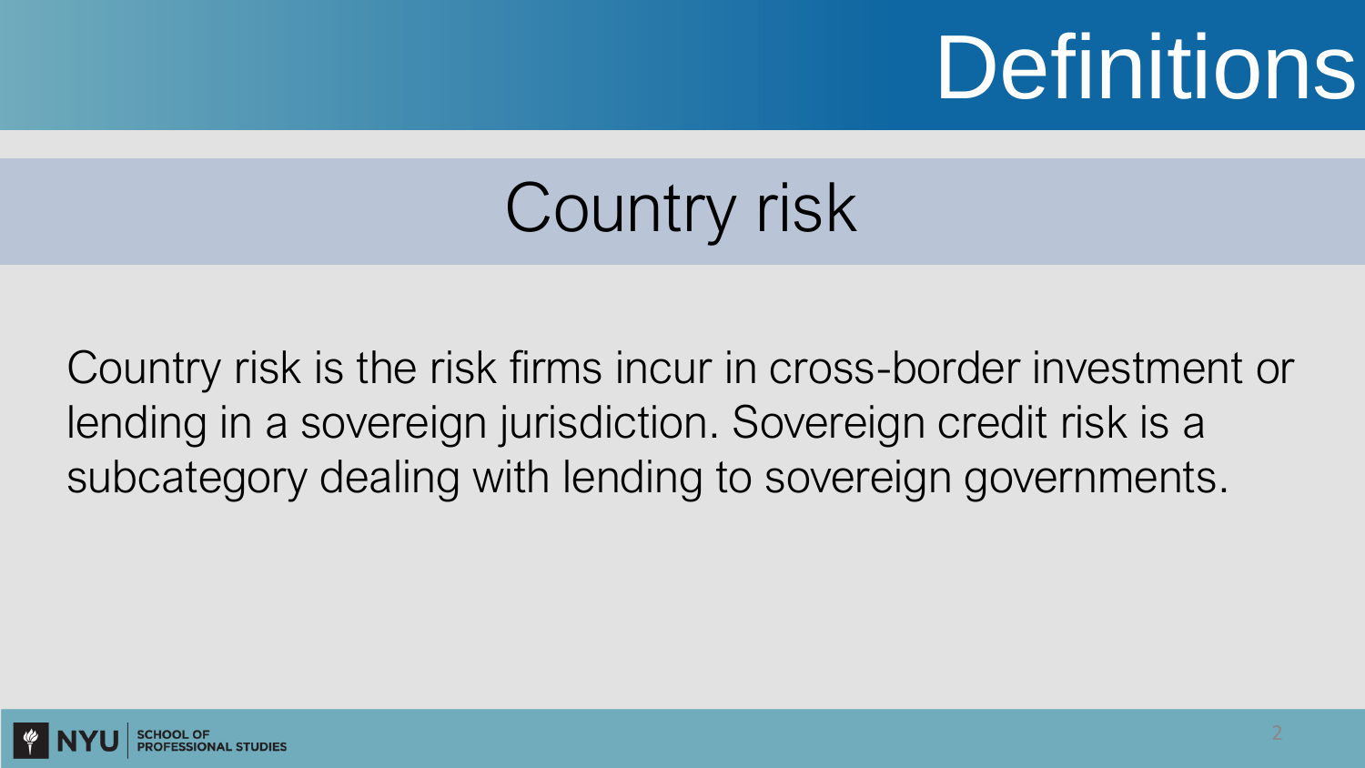# Definitions

## Country risk

Country risk is the risk firms incur in cross-border investment or lending in a sovereign jurisdiction. Sovereign credit risk is a subcategory dealing with lending to sovereign governments.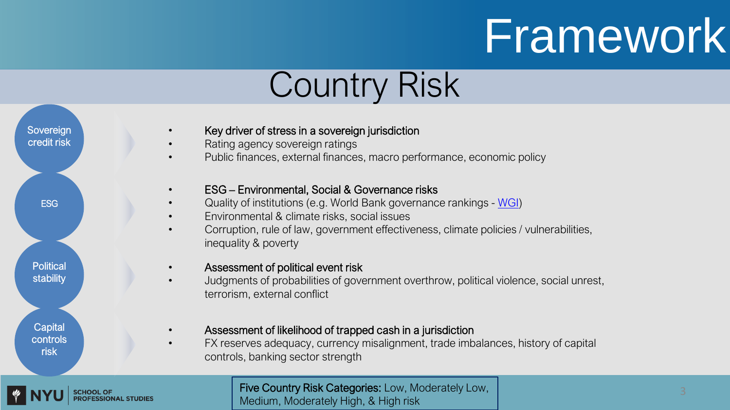# Framework

## Country Risk

### Sovereign credit risk

- Key driver of stress in a sovereign jurisdiction
- Rating agency sovereign ratings
- Public finances, external finances, macro performance, economic policy

### ESG

- ESG – Environmental, Social & Governance risks
- Quality of institutions (e.g. World Bank governance rankings - WGI)
- Environmental & climate risks, social issues
- Corruption, rule of law, government effectiveness, climate policies / vulnerabilities, inequality & poverty

### Political stability

- Assessment of political event risk
- Judgments of probabilities of government overthrow, political violence, social unrest, terrorism, external conflict

### Capital controls risk

- Assessment of likelihood of trapped cash in a jurisdiction
- FX reserves adequacy, currency misalignment, trade imbalances, history of capital controls, banking sector strength

**Five Country Risk Categories:** Low, Moderately Low, Medium, Moderately High, & High risk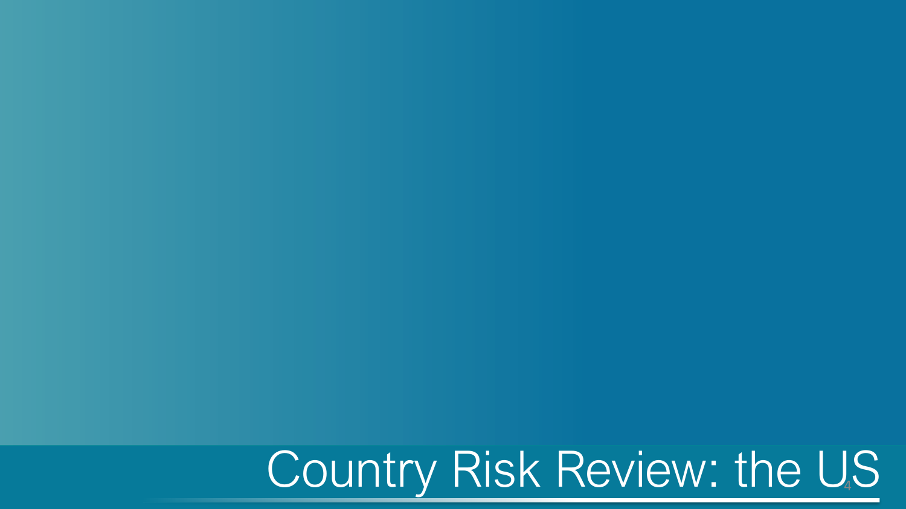# Country Risk Review: the US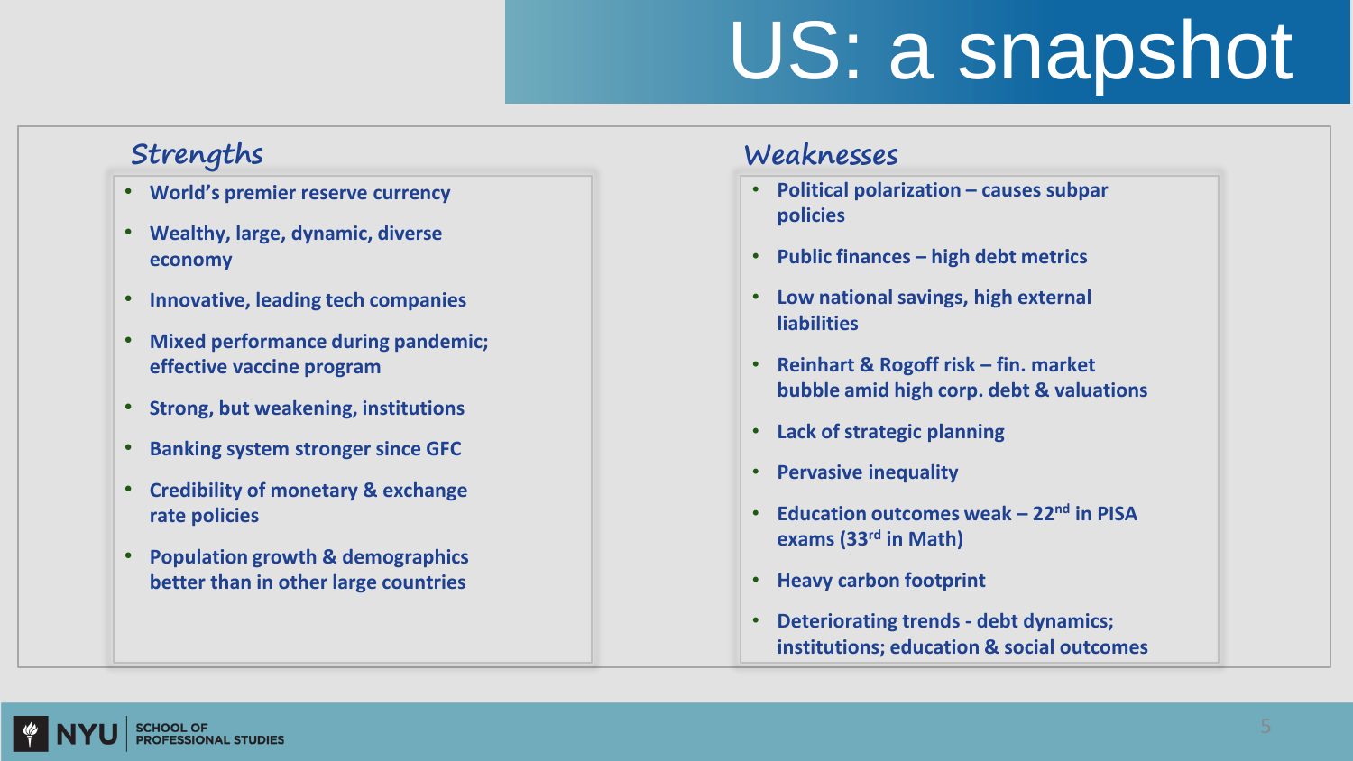# US: a snapshot

## Strengths

- World's premier reserve currency
- Wealthy, large, dynamic, diverse economy
- Innovative, leading tech companies
- Mixed performance during pandemic; effective vaccine program
- Strong, but weakening, institutions
- Banking system stronger since GFC
- Credibility of monetary & exchange rate policies
- Population growth & demographics better than in other large countries

## Weaknesses

- Political polarization – causes subpar policies
- Public finances – high debt metrics
- Low national savings, high external liabilities
- Reinhart & Rogoff risk – fin. market bubble amid high corp. debt & valuations
- Lack of strategic planning
- Pervasive inequality
- Education outcomes weak – 22nd in PISA exams (33rd in Math)
- Heavy carbon footprint
- Deteriorating trends - debt dynamics; institutions; education & social outcomes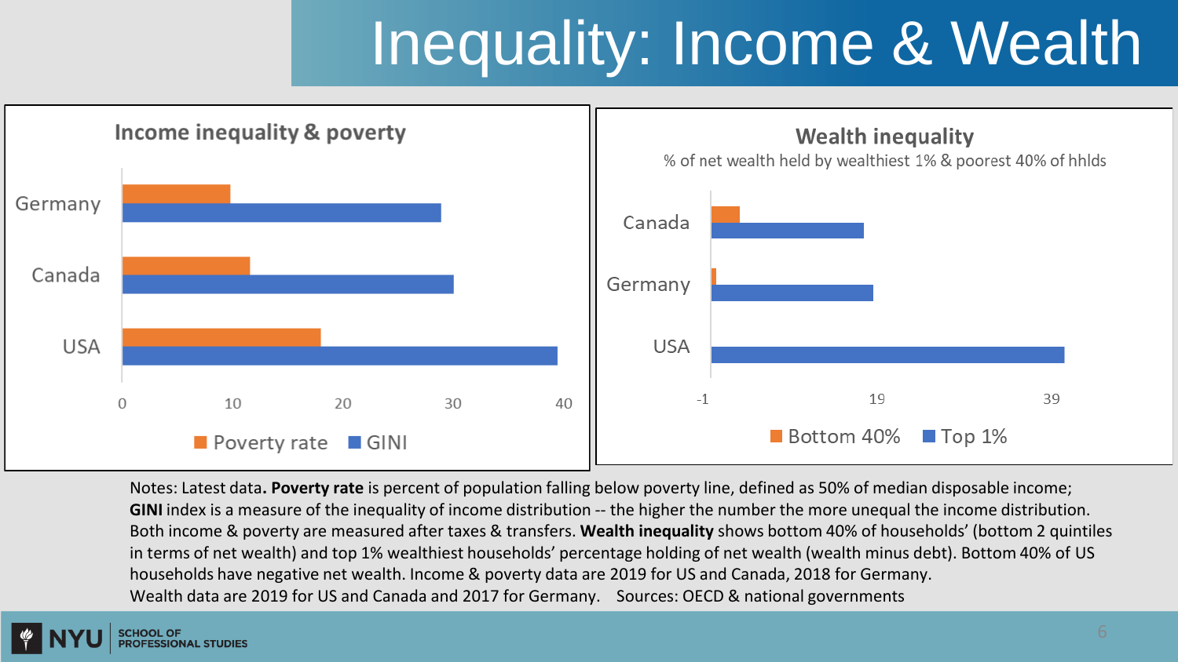# Inequality: Income & Wealth

**Income inequality & poverty**

Germany

Canada

USA

0 10 20 30 40

Poverty rate GINI

**Wealth inequality**

% of net wealth held by wealthiest 1% & poorest 40% of hhlds

Canada

Germany

USA

-1 19 39

Bottom 40% Top 1%

Notes: Latest data**. Poverty rate** is percent of population falling below poverty line, defined as 50% of median disposable income; **GINI** index is a measure of the inequality of income distribution -- the higher the number the more unequal the income distribution. Both income & poverty are measured after taxes & transfers. **Wealth inequality** shows bottom 40% of households' (bottom 2 quintiles in terms of net wealth) and top 1% wealthiest households' percentage holding of net wealth (wealth minus debt). Bottom 40% of US households have negative net wealth. Income & poverty data are 2019 for US and Canada, 2018 for Germany. Wealth data are 2019 for US and Canada and 2017 for Germany. Sources: OECD & national governments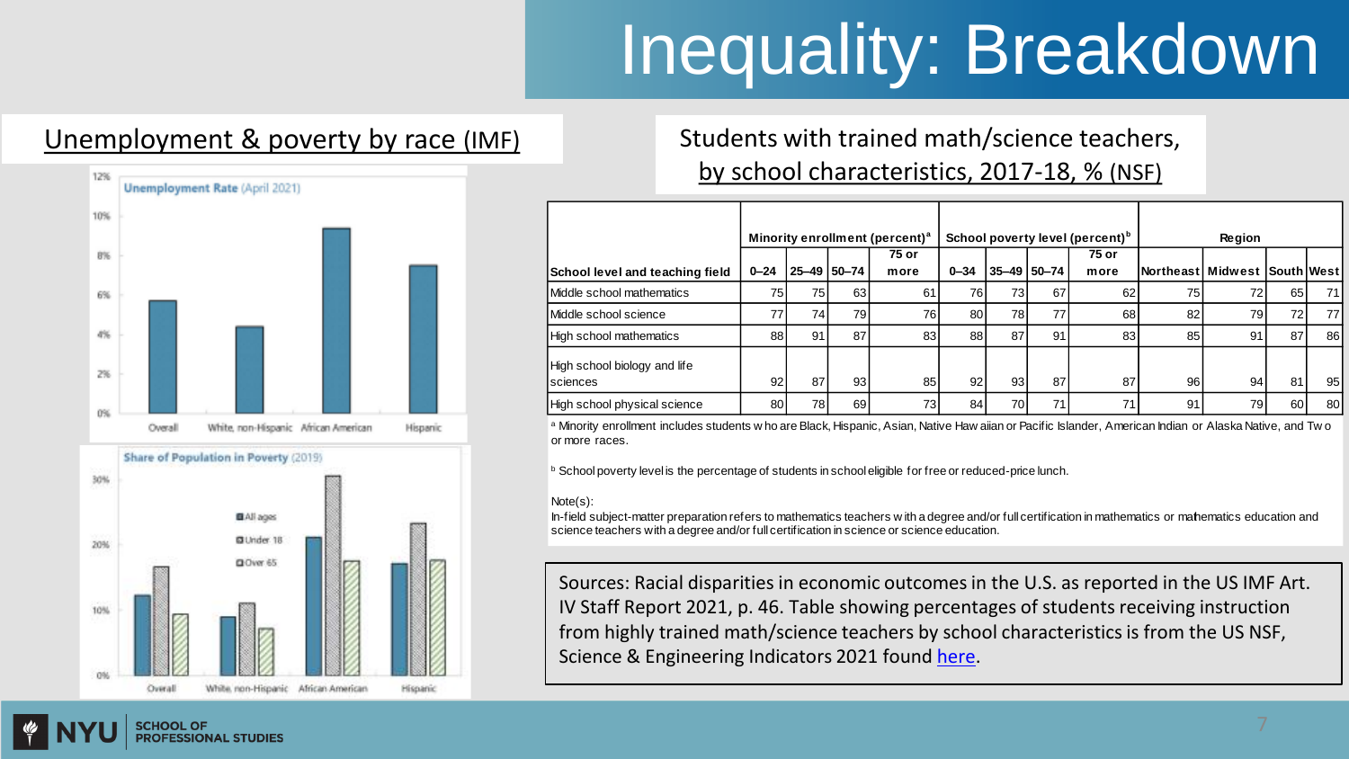# Inequality: Breakdown

Unemployment & poverty by race (IMF)

Unemployment Rate (April 2021)

12%
10%
8%
6%
4%
2%
0%

Overall
White, non-Hispanic
African American
Hispanic

Share of Population in Poverty (2019)

30%
20%
10%
0%

All ages
Under 18
Over 65

Overall
White, non-Hispanic
African American
Hispanic

Students with trained math/science teachers, by school characteristics, 2017-18, % (NSF)

| School level and teaching field | Minority enrollment (percent)[a] | | | | School poverty level (percent)[b] | | | | Region | | | |
|---|---|---|---|---|---|---|---|---|---|---|---|---|
| | 0–24 | 25–49 | 50–74 | 75 or more | 0–34 | 35–49 | 50–74 | 75 or more | Northeast | Midwest | South | West |
| Middle school mathematics | 75 | 75 | 63 | 61 | 76 | 73 | 67 | 62 | 75 | 72 | 65 | 71 |
| Middle school science | 77 | 74 | 79 | 76 | 80 | 78 | 77 | 68 | 82 | 79 | 72 | 77 |
| High school mathematics | 88 | 91 | 87 | 83 | 88 | 87 | 91 | 83 | 85 | 91 | 87 | 86 |
| High school biology and life sciences | 92 | 87 | 93 | 85 | 92 | 93 | 87 | 87 | 96 | 94 | 81 | 95 |
| High school physical science | 80 | 78 | 69 | 73 | 84 | 70 | 71 | 71 | 91 | 79 | 60 | 80 |

[a] Minority enrollment includes students who are Black, Hispanic, Asian, Native Hawaiian or Pacific Islander, American Indian or Alaska Native, and Two or more races.

[b] School poverty level is the percentage of students in school eligible for free or reduced-price lunch.

Note(s):

In-field subject-matter preparation refers to mathematics teachers with a degree and/or full certification in mathematics or mathematics education and science teachers with a degree and/or full certification in science or science education.

Sources: Racial disparities in economic outcomes in the U.S. as reported in the US IMF Art. IV Staff Report 2021, p. 46. Table showing percentages of students receiving instruction from highly trained math/science teachers by school characteristics is from the US NSF, Science & Engineering Indicators 2021 found here.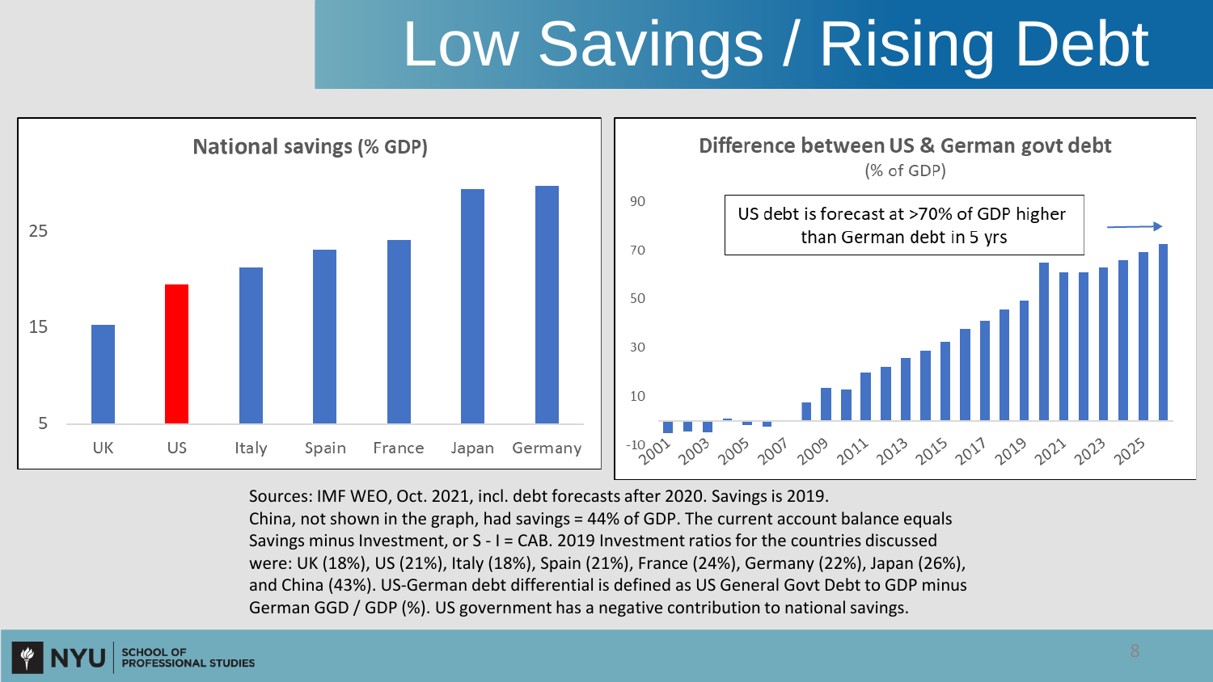# Low Savings / Rising Debt

National savings (% GDP)

25
15
5

UK
US
Italy
Spain
France
Japan
Germany

Difference between US & German govt debt
(% of GDP)

US debt is forecast at >70% of GDP higher than German debt in 5 yrs

90
70
50
30
10
-10

2001
2003
2005
2007
2009
2011
2013
2015
2017
2019
2021
2023
2025

Sources: IMF WEO, Oct. 2021, incl. debt forecasts after 2020. Savings is 2019.
China, not shown in the graph, had savings = 44% of GDP. The current account balance equals Savings minus Investment, or S - I = CAB. 2019 Investment ratios for the countries discussed were: UK (18%), US (21%), Italy (18%), Spain (21%), France (24%), Germany (22%), Japan (26%), and China (43%). US-German debt differential is defined as US General Govt Debt to GDP minus German GGD / GDP (%). US government has a negative contribution to national savings.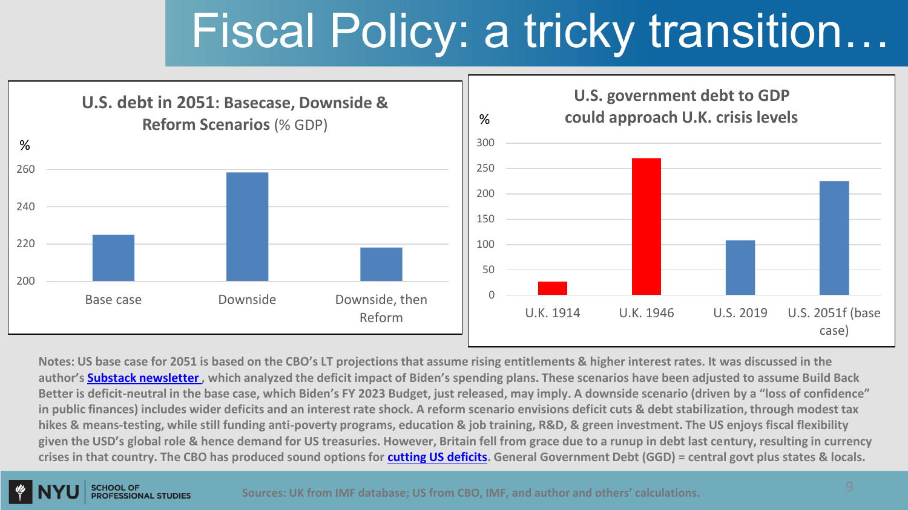# Fiscal Policy: a tricky transition…

**U.S. debt in 2051: Basecase, Downside & Reform Scenarios** (% GDP)

%

260

240

220

200

Base case

Downside

Downside, then Reform

**U.S. government debt to GDP could approach U.K. crisis levels**

%

300

250

200

150

100

50

0

U.K. 1914

U.K. 1946

U.S. 2019

U.S. 2051f (base case)

**Notes: US base case for 2051 is based on the CBO's LT projections that assume rising entitlements & higher interest rates. It was discussed in the author's [Substack newsletter], which analyzed the deficit impact of Biden's spending plans. These scenarios have been adjusted to assume Build Back Better is deficit-neutral in the base case, which Biden's FY 2023 Budget, just released, may imply. A downside scenario (driven by a "loss of confidence" in public finances) includes wider deficits and an interest rate shock. A reform scenario envisions deficit cuts & debt stabilization, through modest tax hikes & means-testing, while still funding anti-poverty programs, education & job training, R&D, & green investment. The US enjoys fiscal flexibility given the USD's global role & hence demand for US treasuries. However, Britain fell from grace due to a runup in debt last century, resulting in currency crises in that country. The CBO has produced sound options for [cutting US deficits]. General Government Debt (GGD) = central govt plus states & locals.**

**Sources: UK from IMF database; US from CBO, IMF, and author and others' calculations.**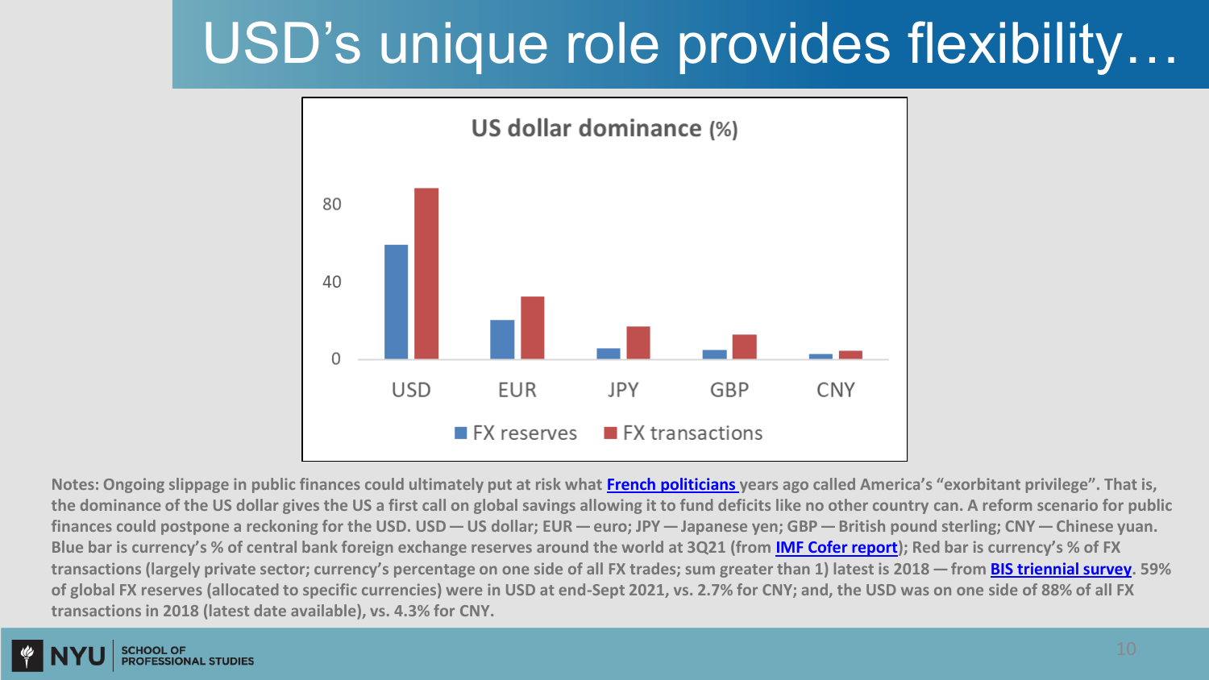# USD's unique role provides flexibility…

US dollar dominance (%)

80

40

0

USD

EUR

JPY

GBP

CNY

FX reserves

FX transactions

**Notes: Ongoing slippage in public finances could ultimately put at risk what [French politicians] years ago called America's "exorbitant privilege". That is, the dominance of the US dollar gives the US a first call on global savings allowing it to fund deficits like no other country can. A reform scenario for public finances could postpone a reckoning for the USD. USD — US dollar; EUR — euro; JPY — Japanese yen; GBP — British pound sterling; CNY — Chinese yuan. Blue bar is currency's % of central bank foreign exchange reserves around the world at 3Q21 (from [IMF Cofer report]); Red bar is currency's % of FX transactions (largely private sector; currency's percentage on one side of all FX trades; sum greater than 1) latest is 2018 — from [BIS triennial survey]. 59% of global FX reserves (allocated to specific currencies) were in USD at end-Sept 2021, vs. 2.7% for CNY; and, the USD was on one side of 88% of all FX transactions in 2018 (latest date available), vs. 4.3% for CNY.**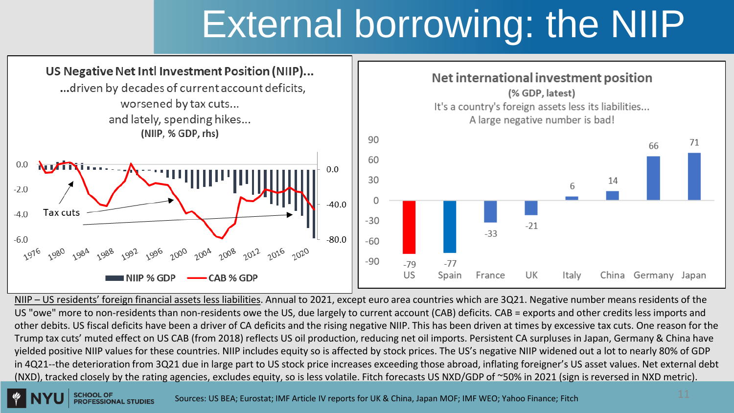# External borrowing: the NIIP

**US Negative Net Intl Investment Position (NIIP)...**
...driven by decades of current account deficits,
worsened by tax cuts...
and lately, spending hikes...
**(NIIP, % GDP, rhs)**

0.0
-2.0
-4.0
-6.0

0.0
-40.0
-80.0

Tax cuts

1976 1980 1984 1988 1992 1996 2000 2004 2008 2012 2016 2020

NIIP % GDP — CAB % GDP

**Net international investment position**
**(% GDP, latest)**
It's a country's foreign assets less its liabilities...
A large negative number is bad!

90
60
30
0
-30
-60
-90

-79 US
-77 Spain
-33 France
-21 UK
6 Italy
14 China
66 Germany
71 Japan

NIIP – US residents' foreign financial assets less liabilities. Annual to 2021, except euro area countries which are 3Q21. Negative number means residents of the US "owe" more to non-residents than non-residents owe the US, due largely to current account (CAB) deficits. CAB = exports and other credits less imports and other debits. US fiscal deficits have been a driver of CA deficits and the rising negative NIIP. This has been driven at times by excessive tax cuts. One reason for the Trump tax cuts' muted effect on US CAB (from 2018) reflects US oil production, reducing net oil imports. Persistent CA surpluses in Japan, Germany & China have yielded positive NIIP values for these countries. NIIP includes equity so is affected by stock prices. The US's negative NIIP widened out a lot to nearly 80% of GDP in 4Q21--the deterioration from 3Q21 due in large part to US stock price increases exceeding those abroad, inflating foreigner's US asset values. Net external debt (NXD), tracked closely by the rating agencies, excludes equity, so is less volatile. Fitch forecasts US NXD/GDP of ~50% in 2021 (sign is reversed in NXD metric).

Sources: US BEA; Eurostat; IMF Article IV reports for UK & China, Japan MOF; IMF WEO; Yahoo Finance; Fitch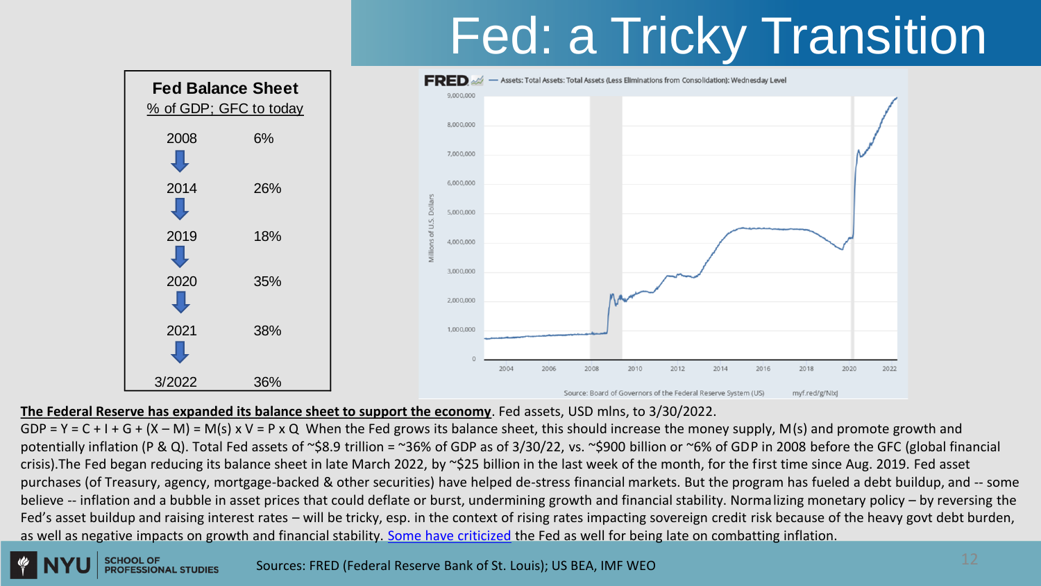# Fed: a Tricky Transition

**Fed Balance Sheet**

% of GDP; GFC to today

| | |
|---|---|
| 2008 | 6% |
| 2014 | 26% |
| 2019 | 18% |
| 2020 | 35% |
| 2021 | 38% |
| 3/2022 | 36% |

FRED — Assets: Total Assets: Total Assets (Less Eliminations from Consolidation): Wednesday Level

Millions of U.S. Dollars

9,000,000
8,000,000
7,000,000
6,000,000
5,000,000
4,000,000
3,000,000
2,000,000
1,000,000
0

2004 2006 2008 2010 2012 2014 2016 2018 2020 2022

Source: Board of Governors of the Federal Reserve System (US) myf.red/g/Nlxj

**The Federal Reserve has expanded its balance sheet to support the economy**. Fed assets, USD mlns, to 3/30/2022.

GDP = Y = C + I + G + (X – M) = M(s) x V = P x Q When the Fed grows its balance sheet, this should increase the money supply, M(s) and promote growth and potentially inflation (P & Q). Total Fed assets of ~$8.9 trillion = ~36% of GDP as of 3/30/22, vs. ~$900 billion or ~6% of GDP in 2008 before the GFC (global financial crisis).The Fed began reducing its balance sheet in late March 2022, by ~$25 billion in the last week of the month, for the first time since Aug. 2019. Fed asset purchases (of Treasury, agency, mortgage-backed & other securities) have helped de-stress financial markets. But the program has fueled a debt buildup, and -- some believe -- inflation and a bubble in asset prices that could deflate or burst, undermining growth and financial stability. Normalizing monetary policy – by reversing the Fed's asset buildup and raising interest rates – will be tricky, esp. in the context of rising rates impacting sovereign credit risk because of the heavy govt debt burden, as well as negative impacts on growth and financial stability. Some have criticized the Fed as well for being late on combatting inflation.

Sources: FRED (Federal Reserve Bank of St. Louis); US BEA, IMF WEO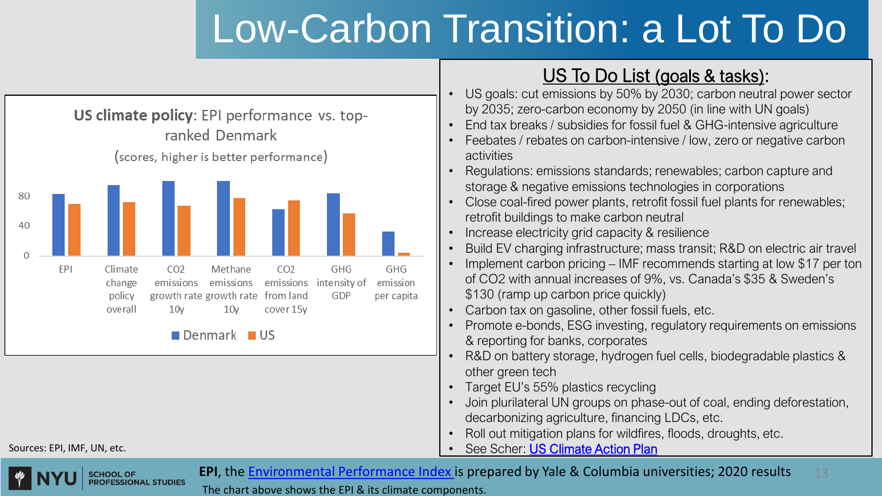# Low-Carbon Transition: a Lot To Do

**US climate policy**: EPI performance vs. top-ranked Denmark

(scores, higher is better performance)

80
40
0

EPI
Climate change policy overall
CO2 emissions growth rate 10y
Methane emissions growth rate 10y
CO2 emissions from land cover 15y
GHG intensity of GDP
GHG emission per capita

Denmark
US

Sources: EPI, IMF, UN, etc.

## US To Do List (goals & tasks):

- US goals: cut emissions by 50% by 2030; carbon neutral power sector by 2035; zero-carbon economy by 2050 (in line with UN goals)
- End tax breaks / subsidies for fossil fuel & GHG-intensive agriculture
- Feebates / rebates on carbon-intensive / low, zero or negative carbon activities
- Regulations: emissions standards; renewables; carbon capture and storage & negative emissions technologies in corporations
- Close coal-fired power plants, retrofit fossil fuel plants for renewables; retrofit buildings to make carbon neutral
- Increase electricity grid capacity & resilience
- Build EV charging infrastructure; mass transit; R&D on electric air travel
- Implement carbon pricing – IMF recommends starting at low $17 per ton of CO2 with annual increases of 9%, vs. Canada's $35 & Sweden's $130 (ramp up carbon price quickly)
- Carbon tax on gasoline, other fossil fuels, etc.
- Promote e-bonds, ESG investing, regulatory requirements on emissions & reporting for banks, corporates
- R&D on battery storage, hydrogen fuel cells, biodegradable plastics & other green tech
- Target EU's 55% plastics recycling
- Join plurilateral UN groups on phase-out of coal, ending deforestation, decarbonizing agriculture, financing LDCs, etc.
- Roll out mitigation plans for wildfires, floods, droughts, etc.
- See Scher: US Climate Action Plan

**EPI**, the Environmental Performance Index is prepared by Yale & Columbia universities; 2020 results

The chart above shows the EPI & its climate components.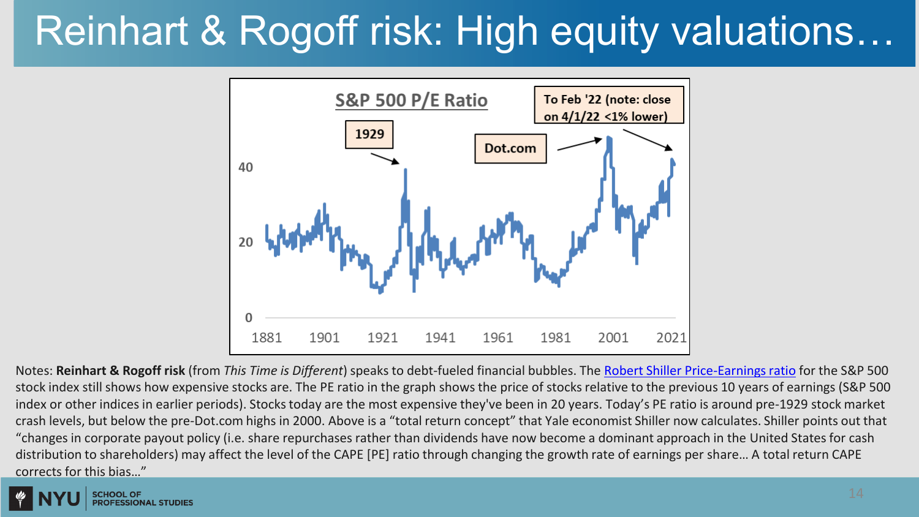# Reinhart & Rogoff risk: High equity valuations…

Notes: **Reinhart & Rogoff risk** (from *This Time is Different*) speaks to debt-fueled financial bubbles. The Robert Shiller Price-Earnings ratio for the S&P 500 stock index still shows how expensive stocks are. The PE ratio in the graph shows the price of stocks relative to the previous 10 years of earnings (S&P 500 index or other indices in earlier periods). Stocks today are the most expensive they've been in 20 years. Today's PE ratio is around pre-1929 stock market crash levels, but below the pre-Dot.com highs in 2000. Above is a "total return concept" that Yale economist Shiller now calculates. Shiller points out that "changes in corporate payout policy (i.e. share repurchases rather than dividends have now become a dominant approach in the United States for cash distribution to shareholders) may affect the level of the CAPE [PE] ratio through changing the growth rate of earnings per share… A total return CAPE corrects for this bias…"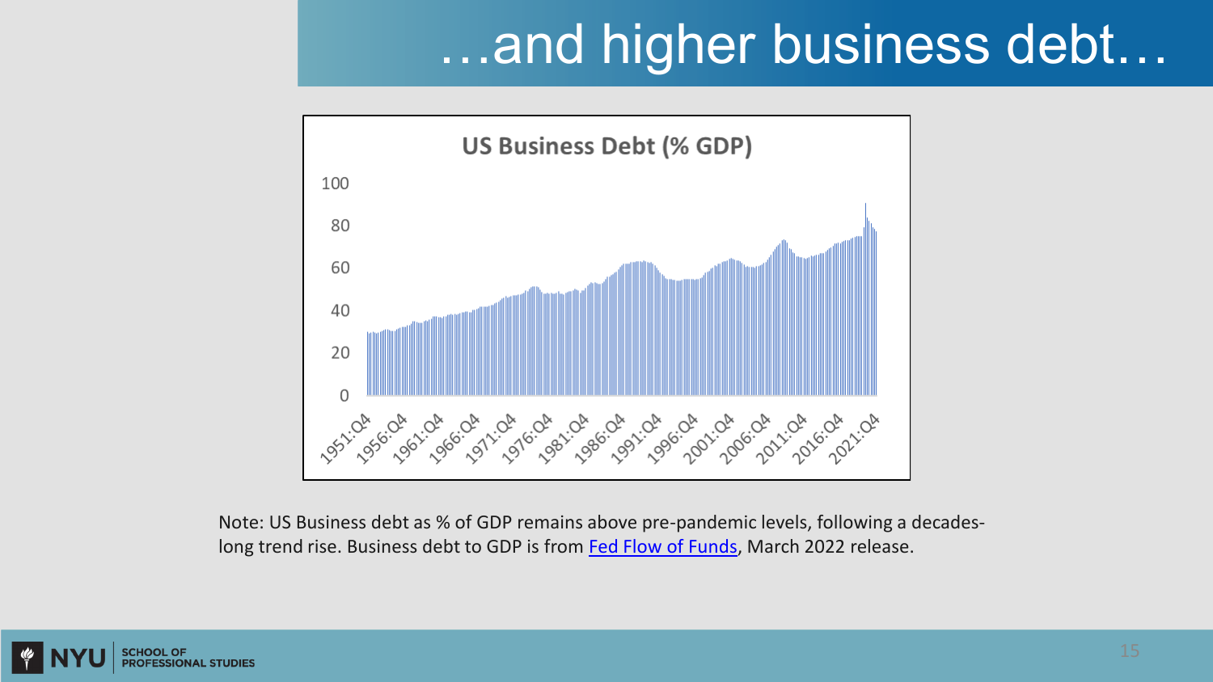# …and higher business debt…

Note: US Business debt as % of GDP remains above pre-pandemic levels, following a decades-long trend rise. Business debt to GDP is from Fed Flow of Funds, March 2022 release.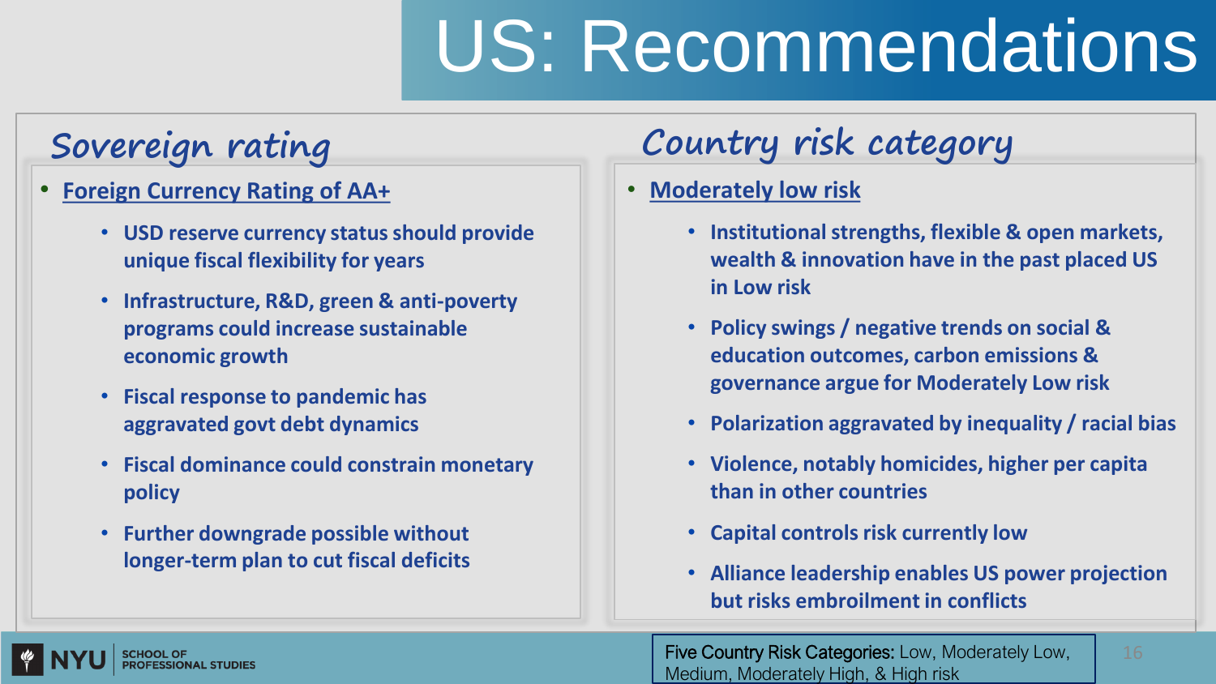# US: Recommendations

## Sovereign rating

- Foreign Currency Rating of AA+
  - USD reserve currency status should provide unique fiscal flexibility for years
  - Infrastructure, R&D, green & anti-poverty programs could increase sustainable economic growth
  - Fiscal response to pandemic has aggravated govt debt dynamics
  - Fiscal dominance could constrain monetary policy
  - Further downgrade possible without longer-term plan to cut fiscal deficits

## Country risk category

- Moderately low risk
  - Institutional strengths, flexible & open markets, wealth & innovation have in the past placed US in Low risk
  - Policy swings / negative trends on social & education outcomes, carbon emissions & governance argue for Moderately Low risk
  - Polarization aggravated by inequality / racial bias
  - Violence, notably homicides, higher per capita than in other countries
  - Capital controls risk currently low
  - Alliance leadership enables US power projection but risks embroilment in conflicts

Five Country Risk Categories: Low, Moderately Low, Medium, Moderately High, & High risk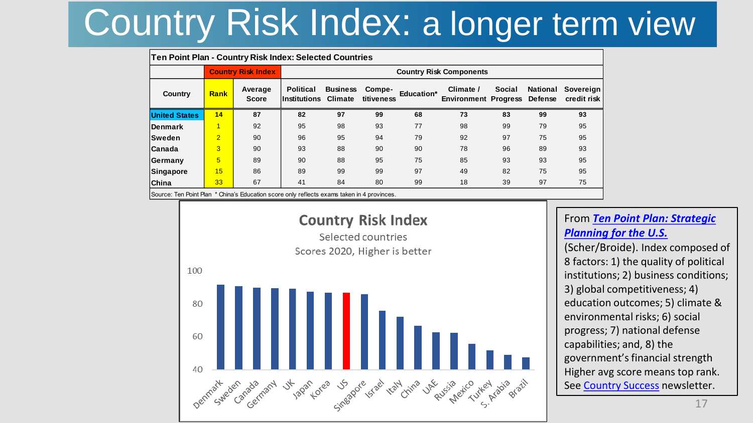# Country Risk Index: a longer term view

| **Ten Point Plan - Country Risk Index: Selected Countries** | | | | | | | | | | |
|---|---|---|---|---|---|---|---|---|---|---|
| | **Country Risk Index** | | **Country Risk Components** | | | | | | | |
| **Country** | **Rank** | **Average Score** | **Political Institutions** | **Business Climate** | **Compe-titiveness** | **Education*** | **Climate / Environment** | **Social Progress** | **National Defense** | **Sovereign credit risk** |
| **United States** | **14** | **87** | **82** | **97** | **99** | **68** | **73** | **83** | **99** | **93** |
| **Denmark** | 1 | 92 | 95 | 98 | 93 | 77 | 98 | 99 | 79 | 95 |
| **Sweden** | 2 | 90 | 96 | 95 | 94 | 79 | 92 | 97 | 75 | 95 |
| **Canada** | 3 | 90 | 93 | 88 | 90 | 90 | 78 | 96 | 89 | 93 |
| **Germany** | 5 | 89 | 90 | 88 | 95 | 75 | 85 | 93 | 93 | 95 |
| **Singapore** | 15 | 86 | 89 | 99 | 99 | 97 | 49 | 82 | 75 | 95 |
| **China** | 33 | 67 | 41 | 84 | 80 | 99 | 18 | 39 | 97 | 75 |

Source: Ten Point Plan * China's Education score only reflects exams taken in 4 provinces.

**Country Risk Index**
Selected countries
Scores 2020, Higher is better

| Country | Approx. score |
|---|---|
| Denmark | 92 |
| Sweden | 91 |
| Canada | 90 |
| Germany | 90 |
| UK | 89 |
| Japan | 88 |
| Korea | 87 |
| US | 87 |
| Singapore | 86 |
| Israel | 76 |
| Italy | 72 |
| China | 67 |
| UAE | 63 |
| Russia | 63 |
| Mexico | 56 |
| Turkey | 52 |
| S. Arabia | 49 |
| Brazil | 48 |

From ***Ten Point Plan: Strategic Planning for the U.S.*** (Scher/Broide). Index composed of 8 factors: 1) the quality of political institutions; 2) business conditions; 3) global competitiveness; 4) education outcomes; 5) climate & environmental risks; 6) social progress; 7) national defense capabilities; and, 8) the government's financial strength Higher avg score means top rank. See Country Success newsletter.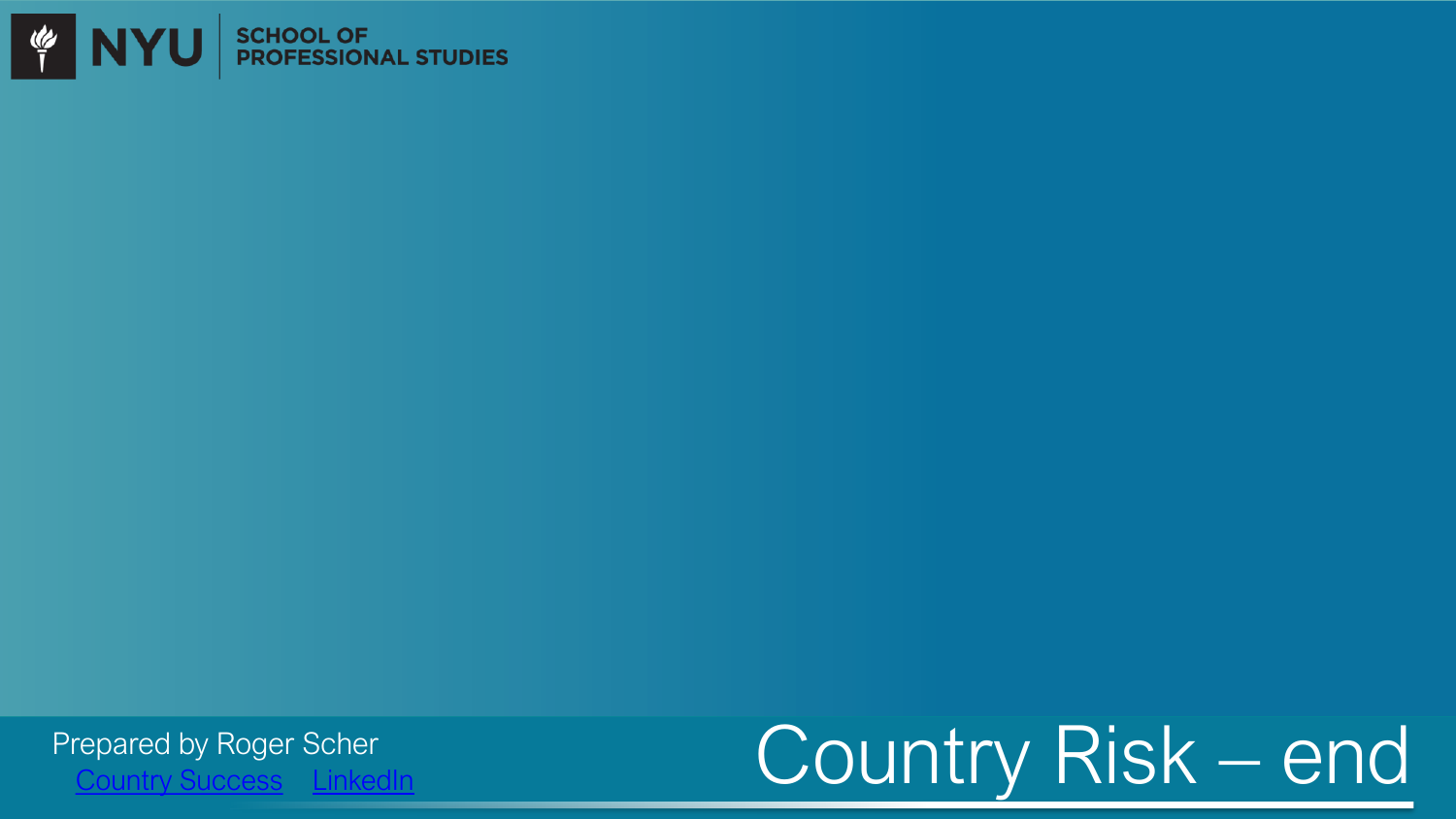# Country Risk – end

Prepared by Roger Scher
[Country Success](#) [LinkedIn](#)